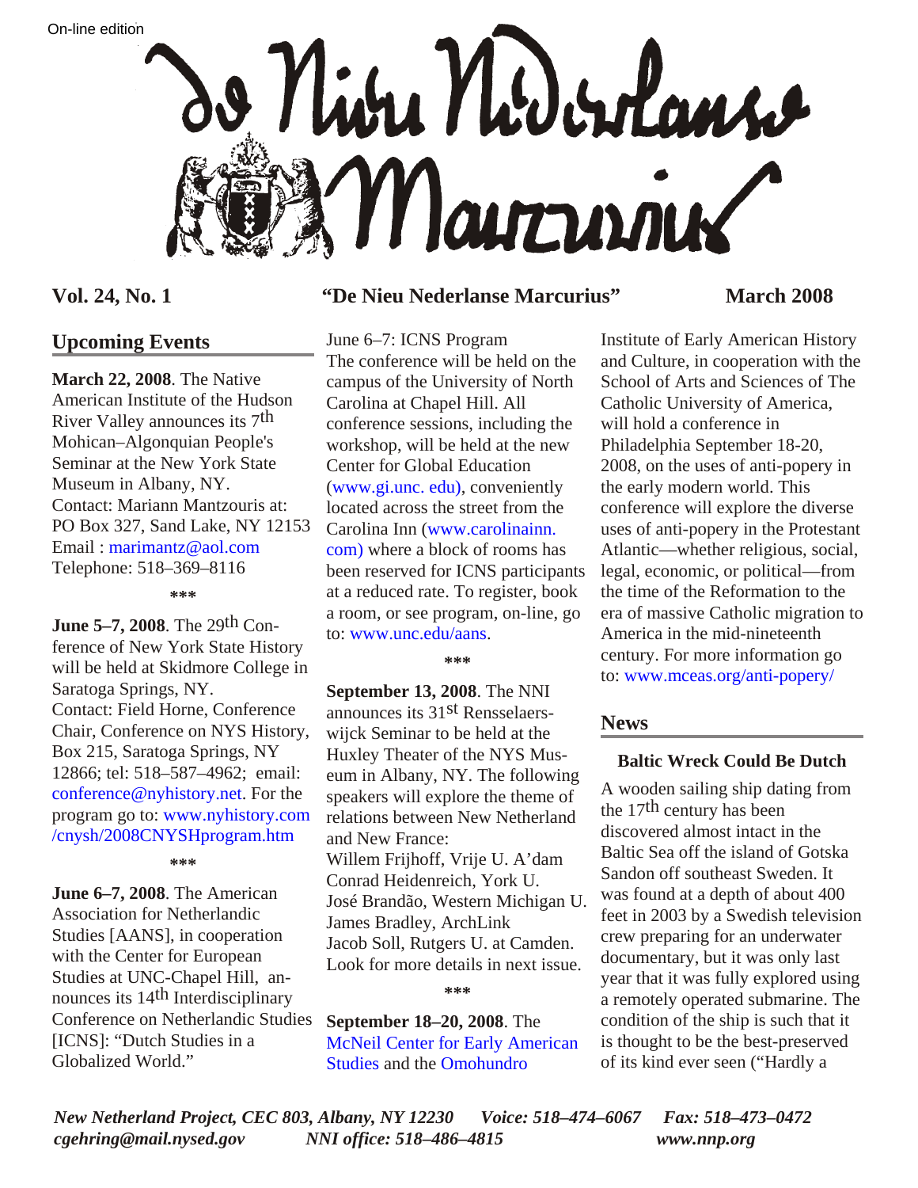On-line edition

# De Nieu Nederlanse Marcurius

**Vol. 24, No. 1** **"De Nieu Nederlanse Marcurius"** **March 2008**

## Upcoming Events

**March 22, 2008**. The Native American Institute of the Hudson River Valley announces its 7th Mohican–Algonquian People's Seminar at the New York State Museum in Albany, NY.
Contact: Mariann Mantzouris at: PO Box 327, Sand Lake, NY 12153
Email : marimantz@aol.com
Telephone: 518–369–8116

***

**June 5–7, 2008**. The 29th Conference of New York State History will be held at Skidmore College in Saratoga Springs, NY.
Contact: Field Horne, Conference Chair, Conference on NYS History, Box 215, Saratoga Springs, NY 12866; tel: 518–587–4962; email: conference@nyhistory.net. For the program go to: www.nyhistory.com/cnysh/2008CNYSHprogram.htm

***

**June 6–7, 2008**. The American Association for Netherlandic Studies [AANS], in cooperation with the Center for European Studies at UNC-Chapel Hill, announces its 14th Interdisciplinary Conference on Netherlandic Studies [ICNS]: "Dutch Studies in a Globalized World."

June 6–7: ICNS Program
The conference will be held on the campus of the University of North Carolina at Chapel Hill. All conference sessions, including the workshop, will be held at the new Center for Global Education (www.gi.unc. edu), conveniently located across the street from the Carolina Inn (www.carolinainn. com) where a block of rooms has been reserved for ICNS participants at a reduced rate. To register, book a room, or see program, on-line, go to: www.unc.edu/aans.

***

**September 13, 2008**. The NNI announces its 31st Rensselaerswijck Seminar to be held at the Huxley Theater of the NYS Museum in Albany, NY. The following speakers will explore the theme of relations between New Netherland and New France:
Willem Frijhoff, Vrije U. A'dam
Conrad Heidenreich, York U.
José Brandão, Western Michigan U.
James Bradley, ArchLink
Jacob Soll, Rutgers U. at Camden.
Look for more details in next issue.

***

**September 18–20, 2008**. The McNeil Center for Early American Studies and the Omohundro Institute of Early American History and Culture, in cooperation with the School of Arts and Sciences of The Catholic University of America, will hold a conference in Philadelphia September 18-20, 2008, on the uses of anti-popery in the early modern world. This conference will explore the diverse uses of anti-popery in the Protestant Atlantic—whether religious, social, legal, economic, or political—from the time of the Reformation to the era of massive Catholic migration to America in the mid-nineteenth century. For more information go to: www.mceas.org/anti-popery/

## News

### Baltic Wreck Could Be Dutch

A wooden sailing ship dating from the 17th century has been discovered almost intact in the Baltic Sea off the island of Gotska Sandon off southeast Sweden. It was found at a depth of about 400 feet in 2003 by a Swedish television crew preparing for an underwater documentary, but it was only last year that it was fully explored using a remotely operated submarine. The condition of the ship is such that it is thought to be the best-preserved of its kind ever seen ("Hardly a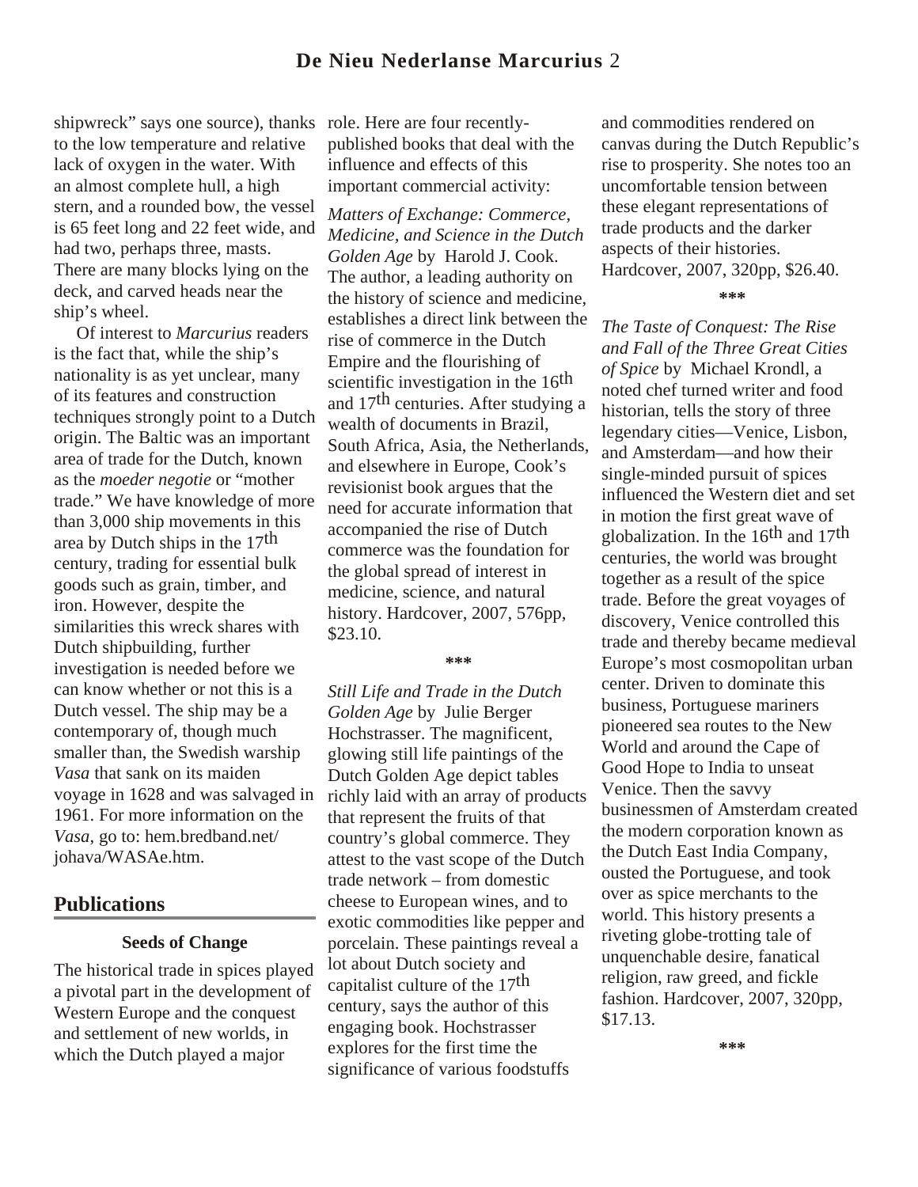shipwreck" says one source), thanks to the low temperature and relative lack of oxygen in the water. With an almost complete hull, a high stern, and a rounded bow, the vessel is 65 feet long and 22 feet wide, and had two, perhaps three, masts. There are many blocks lying on the deck, and carved heads near the ship's wheel.

Of interest to *Marcurius* readers is the fact that, while the ship's nationality is as yet unclear, many of its features and construction techniques strongly point to a Dutch origin. The Baltic was an important area of trade for the Dutch, known as the *moeder negotie* or "mother trade." We have knowledge of more than 3,000 ship movements in this area by Dutch ships in the 17th century, trading for essential bulk goods such as grain, timber, and iron. However, despite the similarities this wreck shares with Dutch shipbuilding, further investigation is needed before we can know whether or not this is a Dutch vessel. The ship may be a contemporary of, though much smaller than, the Swedish warship *Vasa* that sank on its maiden voyage in 1628 and was salvaged in 1961. For more information on the *Vasa*, go to: hem.bredband.net/johava/WASAe.htm.

## Publications

### Seeds of Change

The historical trade in spices played a pivotal part in the development of Western Europe and the conquest and settlement of new worlds, in which the Dutch played a major role. Here are four recently-published books that deal with the influence and effects of this important commercial activity:

*Matters of Exchange: Commerce, Medicine, and Science in the Dutch Golden Age* by Harold J. Cook. The author, a leading authority on the history of science and medicine, establishes a direct link between the rise of commerce in the Dutch Empire and the flourishing of scientific investigation in the 16th and 17th centuries. After studying a wealth of documents in Brazil, South Africa, Asia, the Netherlands, and elsewhere in Europe, Cook's revisionist book argues that the need for accurate information that accompanied the rise of Dutch commerce was the foundation for the global spread of interest in medicine, science, and natural history. Hardcover, 2007, 576pp, $23.10.

***

*Still Life and Trade in the Dutch Golden Age* by Julie Berger Hochstrasser. The magnificent, glowing still life paintings of the Dutch Golden Age depict tables richly laid with an array of products that represent the fruits of that country's global commerce. They attest to the vast scope of the Dutch trade network – from domestic cheese to European wines, and to exotic commodities like pepper and porcelain. These paintings reveal a lot about Dutch society and capitalist culture of the 17th century, says the author of this engaging book. Hochstrasser explores for the first time the significance of various foodstuffs and commodities rendered on canvas during the Dutch Republic's rise to prosperity. She notes too an uncomfortable tension between these elegant representations of trade products and the darker aspects of their histories. Hardcover, 2007, 320pp, $26.40.

***

*The Taste of Conquest: The Rise and Fall of the Three Great Cities of Spice* by Michael Krondl, a noted chef turned writer and food historian, tells the story of three legendary cities—Venice, Lisbon, and Amsterdam—and how their single-minded pursuit of spices influenced the Western diet and set in motion the first great wave of globalization. In the 16th and 17th centuries, the world was brought together as a result of the spice trade. Before the great voyages of discovery, Venice controlled this trade and thereby became medieval Europe's most cosmopolitan urban center. Driven to dominate this business, Portuguese mariners pioneered sea routes to the New World and around the Cape of Good Hope to India to unseat Venice. Then the savvy businessmen of Amsterdam created the modern corporation known as the Dutch East India Company, ousted the Portuguese, and took over as spice merchants to the world. This history presents a riveting globe-trotting tale of unquenchable desire, fanatical religion, raw greed, and fickle fashion. Hardcover, 2007, 320pp, $17.13.

***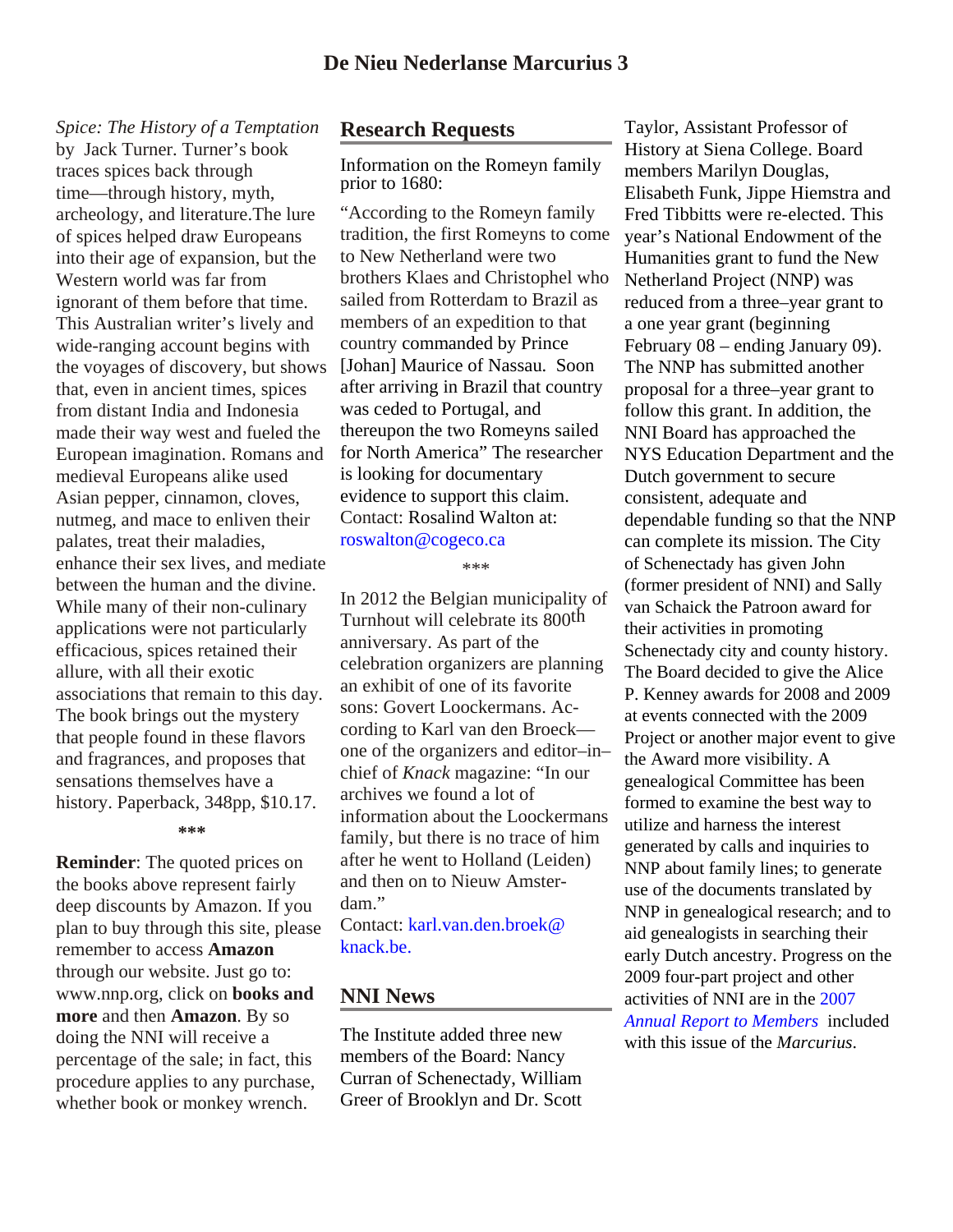*Spice: The History of a Temptation* by Jack Turner. Turner's book traces spices back through time—through history, myth, archeology, and literature.The lure of spices helped draw Europeans into their age of expansion, but the Western world was far from ignorant of them before that time. This Australian writer's lively and wide-ranging account begins with the voyages of discovery, but shows that, even in ancient times, spices from distant India and Indonesia made their way west and fueled the European imagination. Romans and medieval Europeans alike used Asian pepper, cinnamon, cloves, nutmeg, and mace to enliven their palates, treat their maladies, enhance their sex lives, and mediate between the human and the divine. While many of their non-culinary applications were not particularly efficacious, spices retained their allure, with all their exotic associations that remain to this day. The book brings out the mystery that people found in these flavors and fragrances, and proposes that sensations themselves have a history. Paperback, 348pp, $10.17.

***

**Reminder**: The quoted prices on the books above represent fairly deep discounts by Amazon. If you plan to buy through this site, please remember to access **Amazon** through our website. Just go to: www.nnp.org, click on **books and more** and then **Amazon**. By so doing the NNI will receive a percentage of the sale; in fact, this procedure applies to any purchase, whether book or monkey wrench.

## Research Requests

Information on the Romeyn family prior to 1680:

"According to the Romeyn family tradition, the first Romeyns to come to New Netherland were two brothers Klaes and Christophel who sailed from Rotterdam to Brazil as members of an expedition to that country commanded by Prince [Johan] Maurice of Nassau. Soon after arriving in Brazil that country was ceded to Portugal, and thereupon the two Romeyns sailed for North America" The researcher is looking for documentary evidence to support this claim. Contact: Rosalind Walton at: roswalton@cogeco.ca

***

In 2012 the Belgian municipality of Turnhout will celebrate its 800th anniversary. As part of the celebration organizers are planning an exhibit of one of its favorite sons: Govert Loockermans. According to Karl van den Broeck—one of the organizers and editor–in–chief of *Knack* magazine: "In our archives we found a lot of information about the Loockermans family, but there is no trace of him after he went to Holland (Leiden) and then on to Nieuw Amsterdam."
Contact: karl.van.den.broek@knack.be.

## NNI News

The Institute added three new members of the Board: Nancy Curran of Schenectady, William Greer of Brooklyn and Dr. Scott Taylor, Assistant Professor of History at Siena College. Board members Marilyn Douglas, Elisabeth Funk, Jippe Hiemstra and Fred Tibbitts were re-elected. This year's National Endowment of the Humanities grant to fund the New Netherland Project (NNP) was reduced from a three–year grant to a one year grant (beginning February 08 – ending January 09). The NNP has submitted another proposal for a three–year grant to follow this grant. In addition, the NNI Board has approached the NYS Education Department and the Dutch government to secure consistent, adequate and dependable funding so that the NNP can complete its mission. The City of Schenectady has given John (former president of NNI) and Sally van Schaick the Patroon award for their activities in promoting Schenectady city and county history. The Board decided to give the Alice P. Kenney awards for 2008 and 2009 at events connected with the 2009 Project or another major event to give the Award more visibility. A genealogical Committee has been formed to examine the best way to utilize and harness the interest generated by calls and inquiries to NNP about family lines; to generate use of the documents translated by NNP in genealogical research; and to aid genealogists in searching their early Dutch ancestry. Progress on the 2009 four-part project and other activities of NNI are in the 2007 *Annual Report to Members* included with this issue of the *Marcurius*.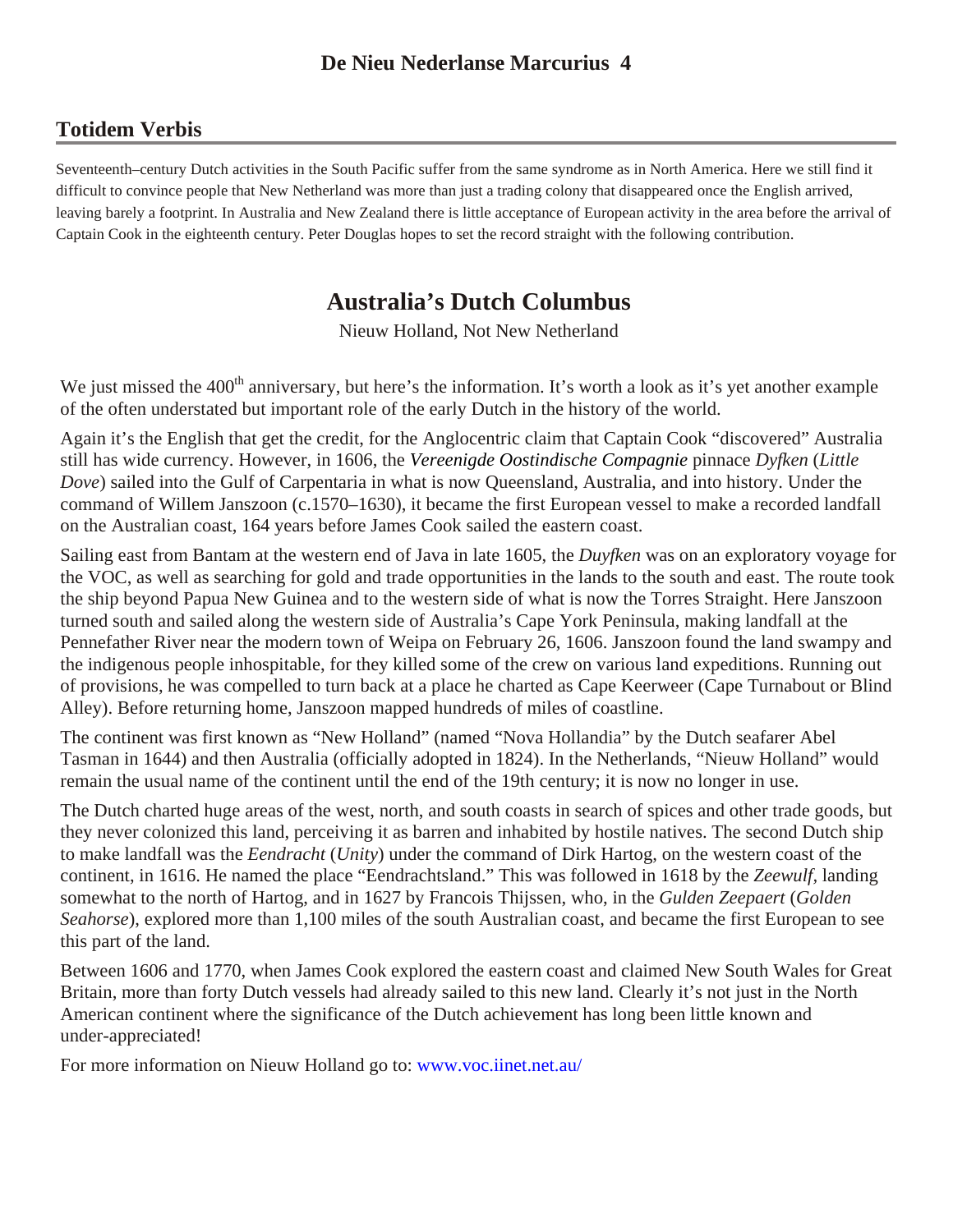## Totidem Verbis

Seventeenth–century Dutch activities in the South Pacific suffer from the same syndrome as in North America. Here we still find it difficult to convince people that New Netherland was more than just a trading colony that disappeared once the English arrived, leaving barely a footprint. In Australia and New Zealand there is little acceptance of European activity in the area before the arrival of Captain Cook in the eighteenth century. Peter Douglas hopes to set the record straight with the following contribution.

# Australia's Dutch Columbus

Nieuw Holland, Not New Netherland

We just missed the 400th anniversary, but here's the information. It's worth a look as it's yet another example of the often understated but important role of the early Dutch in the history of the world.

Again it's the English that get the credit, for the Anglocentric claim that Captain Cook "discovered" Australia still has wide currency. However, in 1606, the *Vereenigde Oostindische Compagnie* pinnace *Dyfken* (*Little Dove*) sailed into the Gulf of Carpentaria in what is now Queensland, Australia, and into history. Under the command of Willem Janszoon (c.1570–1630), it became the first European vessel to make a recorded landfall on the Australian coast, 164 years before James Cook sailed the eastern coast.

Sailing east from Bantam at the western end of Java in late 1605, the *Duyfken* was on an exploratory voyage for the VOC, as well as searching for gold and trade opportunities in the lands to the south and east. The route took the ship beyond Papua New Guinea and to the western side of what is now the Torres Straight. Here Janszoon turned south and sailed along the western side of Australia's Cape York Peninsula, making landfall at the Pennefather River near the modern town of Weipa on February 26, 1606. Janszoon found the land swampy and the indigenous people inhospitable, for they killed some of the crew on various land expeditions. Running out of provisions, he was compelled to turn back at a place he charted as Cape Keerweer (Cape Turnabout or Blind Alley). Before returning home, Janszoon mapped hundreds of miles of coastline.

The continent was first known as "New Holland" (named "Nova Hollandia" by the Dutch seafarer Abel Tasman in 1644) and then Australia (officially adopted in 1824). In the Netherlands, "Nieuw Holland" would remain the usual name of the continent until the end of the 19th century; it is now no longer in use.

The Dutch charted huge areas of the west, north, and south coasts in search of spices and other trade goods, but they never colonized this land, perceiving it as barren and inhabited by hostile natives. The second Dutch ship to make landfall was the *Eendracht* (*Unity*) under the command of Dirk Hartog, on the western coast of the continent, in 1616. He named the place "Eendrachtsland." This was followed in 1618 by the *Zeewulf*, landing somewhat to the north of Hartog, and in 1627 by Francois Thijssen, who, in the *Gulden Zeepaert* (*Golden Seahorse*), explored more than 1,100 miles of the south Australian coast, and became the first European to see this part of the land.

Between 1606 and 1770, when James Cook explored the eastern coast and claimed New South Wales for Great Britain, more than forty Dutch vessels had already sailed to this new land. Clearly it's not just in the North American continent where the significance of the Dutch achievement has long been little known and under-appreciated!

For more information on Nieuw Holland go to: www.voc.iinet.net.au/